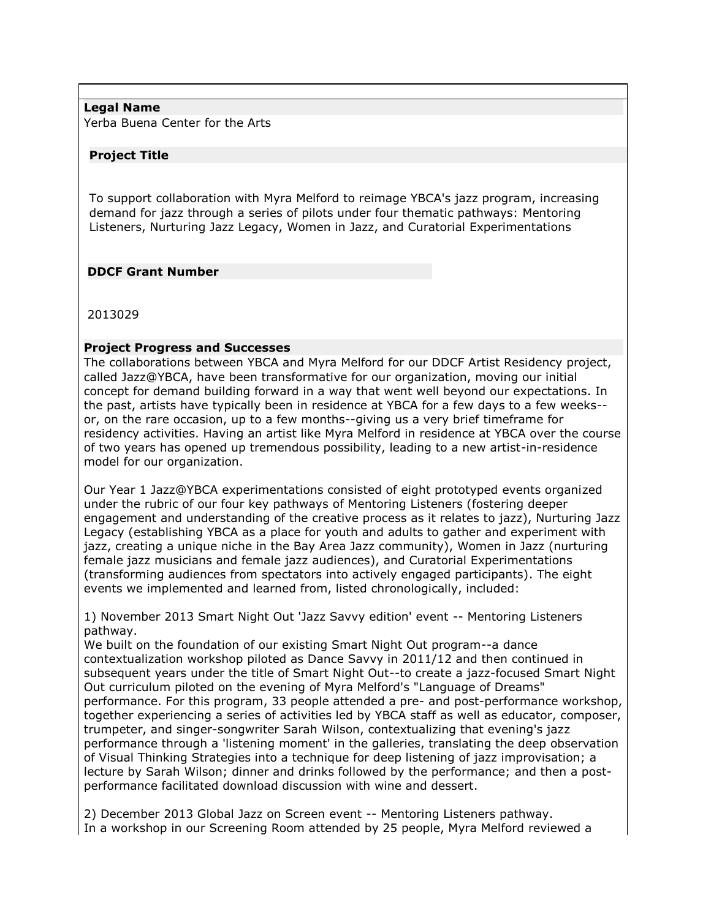**Legal Name**

Yerba Buena Center for the Arts

**Project Title**

To support collaboration with Myra Melford to reimage YBCA's jazz program, increasing demand for jazz through a series of pilots under four thematic pathways: Mentoring Listeners, Nurturing Jazz Legacy, Women in Jazz, and Curatorial Experimentations

**DDCF Grant Number**

2013029

**Project Progress and Successes**

The collaborations between YBCA and Myra Melford for our DDCF Artist Residency project, called Jazz@YBCA, have been transformative for our organization, moving our initial concept for demand building forward in a way that went well beyond our expectations. In the past, artists have typically been in residence at YBCA for a few days to a few weeks--or, on the rare occasion, up to a few months--giving us a very brief timeframe for residency activities. Having an artist like Myra Melford in residence at YBCA over the course of two years has opened up tremendous possibility, leading to a new artist-in-residence model for our organization.

Our Year 1 Jazz@YBCA experimentations consisted of eight prototyped events organized under the rubric of our four key pathways of Mentoring Listeners (fostering deeper engagement and understanding of the creative process as it relates to jazz), Nurturing Jazz Legacy (establishing YBCA as a place for youth and adults to gather and experiment with jazz, creating a unique niche in the Bay Area Jazz community), Women in Jazz (nurturing female jazz musicians and female jazz audiences), and Curatorial Experimentations (transforming audiences from spectators into actively engaged participants). The eight events we implemented and learned from, listed chronologically, included:

1) November 2013 Smart Night Out 'Jazz Savvy edition' event -- Mentoring Listeners pathway.
We built on the foundation of our existing Smart Night Out program--a dance contextualization workshop piloted as Dance Savvy in 2011/12 and then continued in subsequent years under the title of Smart Night Out--to create a jazz-focused Smart Night Out curriculum piloted on the evening of Myra Melford's "Language of Dreams" performance. For this program, 33 people attended a pre- and post-performance workshop, together experiencing a series of activities led by YBCA staff as well as educator, composer, trumpeter, and singer-songwriter Sarah Wilson, contextualizing that evening's jazz performance through a 'listening moment' in the galleries, translating the deep observation of Visual Thinking Strategies into a technique for deep listening of jazz improvisation; a lecture by Sarah Wilson; dinner and drinks followed by the performance; and then a post-performance facilitated download discussion with wine and dessert.

2) December 2013 Global Jazz on Screen event -- Mentoring Listeners pathway.
In a workshop in our Screening Room attended by 25 people, Myra Melford reviewed a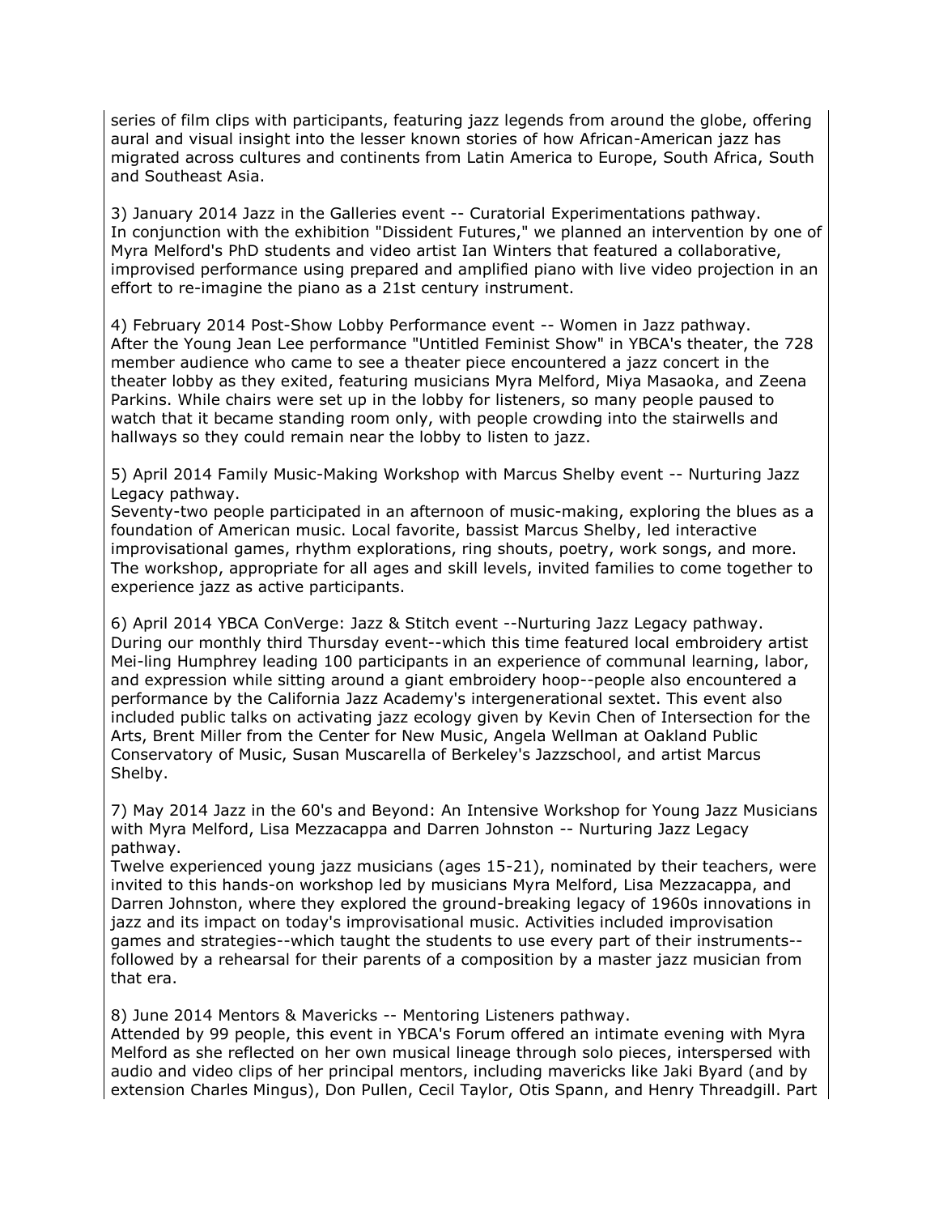series of film clips with participants, featuring jazz legends from around the globe, offering aural and visual insight into the lesser known stories of how African-American jazz has migrated across cultures and continents from Latin America to Europe, South Africa, South and Southeast Asia.

3) January 2014 Jazz in the Galleries event -- Curatorial Experimentations pathway.
In conjunction with the exhibition "Dissident Futures," we planned an intervention by one of Myra Melford's PhD students and video artist Ian Winters that featured a collaborative, improvised performance using prepared and amplified piano with live video projection in an effort to re-imagine the piano as a 21st century instrument.

4) February 2014 Post-Show Lobby Performance event -- Women in Jazz pathway.
After the Young Jean Lee performance "Untitled Feminist Show" in YBCA's theater, the 728 member audience who came to see a theater piece encountered a jazz concert in the theater lobby as they exited, featuring musicians Myra Melford, Miya Masaoka, and Zeena Parkins. While chairs were set up in the lobby for listeners, so many people paused to watch that it became standing room only, with people crowding into the stairwells and hallways so they could remain near the lobby to listen to jazz.

5) April 2014 Family Music-Making Workshop with Marcus Shelby event -- Nurturing Jazz Legacy pathway.
Seventy-two people participated in an afternoon of music-making, exploring the blues as a foundation of American music. Local favorite, bassist Marcus Shelby, led interactive improvisational games, rhythm explorations, ring shouts, poetry, work songs, and more. The workshop, appropriate for all ages and skill levels, invited families to come together to experience jazz as active participants.

6) April 2014 YBCA ConVerge: Jazz & Stitch event --Nurturing Jazz Legacy pathway.
During our monthly third Thursday event--which this time featured local embroidery artist Mei-ling Humphrey leading 100 participants in an experience of communal learning, labor, and expression while sitting around a giant embroidery hoop--people also encountered a performance by the California Jazz Academy's intergenerational sextet. This event also included public talks on activating jazz ecology given by Kevin Chen of Intersection for the Arts, Brent Miller from the Center for New Music, Angela Wellman at Oakland Public Conservatory of Music, Susan Muscarella of Berkeley's Jazzschool, and artist Marcus Shelby.

7) May 2014 Jazz in the 60's and Beyond: An Intensive Workshop for Young Jazz Musicians with Myra Melford, Lisa Mezzacappa and Darren Johnston -- Nurturing Jazz Legacy pathway.
Twelve experienced young jazz musicians (ages 15-21), nominated by their teachers, were invited to this hands-on workshop led by musicians Myra Melford, Lisa Mezzacappa, and Darren Johnston, where they explored the ground-breaking legacy of 1960s innovations in jazz and its impact on today's improvisational music. Activities included improvisation games and strategies--which taught the students to use every part of their instruments--followed by a rehearsal for their parents of a composition by a master jazz musician from that era.

8) June 2014 Mentors & Mavericks -- Mentoring Listeners pathway.
Attended by 99 people, this event in YBCA's Forum offered an intimate evening with Myra Melford as she reflected on her own musical lineage through solo pieces, interspersed with audio and video clips of her principal mentors, including mavericks like Jaki Byard (and by extension Charles Mingus), Don Pullen, Cecil Taylor, Otis Spann, and Henry Threadgill. Part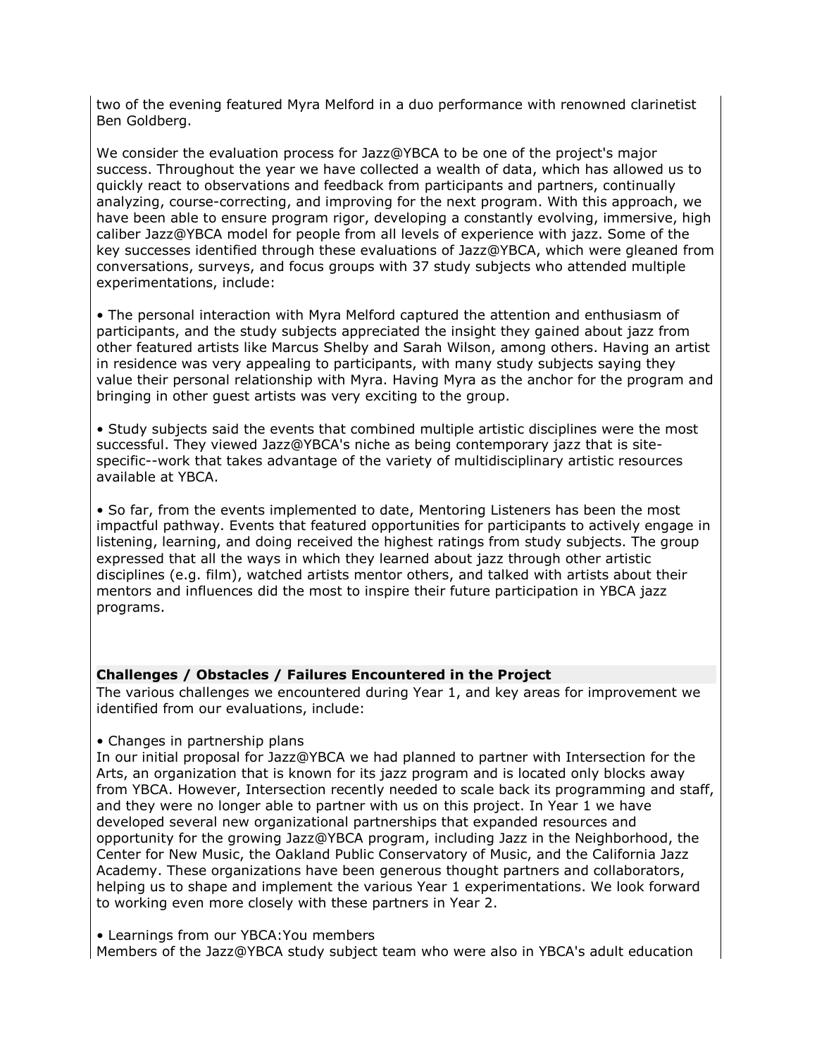two of the evening featured Myra Melford in a duo performance with renowned clarinetist Ben Goldberg.

We consider the evaluation process for Jazz@YBCA to be one of the project's major success. Throughout the year we have collected a wealth of data, which has allowed us to quickly react to observations and feedback from participants and partners, continually analyzing, course-correcting, and improving for the next program. With this approach, we have been able to ensure program rigor, developing a constantly evolving, immersive, high caliber Jazz@YBCA model for people from all levels of experience with jazz. Some of the key successes identified through these evaluations of Jazz@YBCA, which were gleaned from conversations, surveys, and focus groups with 37 study subjects who attended multiple experimentations, include:

• The personal interaction with Myra Melford captured the attention and enthusiasm of participants, and the study subjects appreciated the insight they gained about jazz from other featured artists like Marcus Shelby and Sarah Wilson, among others. Having an artist in residence was very appealing to participants, with many study subjects saying they value their personal relationship with Myra. Having Myra as the anchor for the program and bringing in other guest artists was very exciting to the group.

• Study subjects said the events that combined multiple artistic disciplines were the most successful. They viewed Jazz@YBCA's niche as being contemporary jazz that is site-specific--work that takes advantage of the variety of multidisciplinary artistic resources available at YBCA.

• So far, from the events implemented to date, Mentoring Listeners has been the most impactful pathway. Events that featured opportunities for participants to actively engage in listening, learning, and doing received the highest ratings from study subjects. The group expressed that all the ways in which they learned about jazz through other artistic disciplines (e.g. film), watched artists mentor others, and talked with artists about their mentors and influences did the most to inspire their future participation in YBCA jazz programs.

**Challenges / Obstacles / Failures Encountered in the Project**

The various challenges we encountered during Year 1, and key areas for improvement we identified from our evaluations, include:

• Changes in partnership plans
In our initial proposal for Jazz@YBCA we had planned to partner with Intersection for the Arts, an organization that is known for its jazz program and is located only blocks away from YBCA. However, Intersection recently needed to scale back its programming and staff, and they were no longer able to partner with us on this project. In Year 1 we have developed several new organizational partnerships that expanded resources and opportunity for the growing Jazz@YBCA program, including Jazz in the Neighborhood, the Center for New Music, the Oakland Public Conservatory of Music, and the California Jazz Academy. These organizations have been generous thought partners and collaborators, helping us to shape and implement the various Year 1 experimentations. We look forward to working even more closely with these partners in Year 2.

• Learnings from our YBCA:You members
Members of the Jazz@YBCA study subject team who were also in YBCA's adult education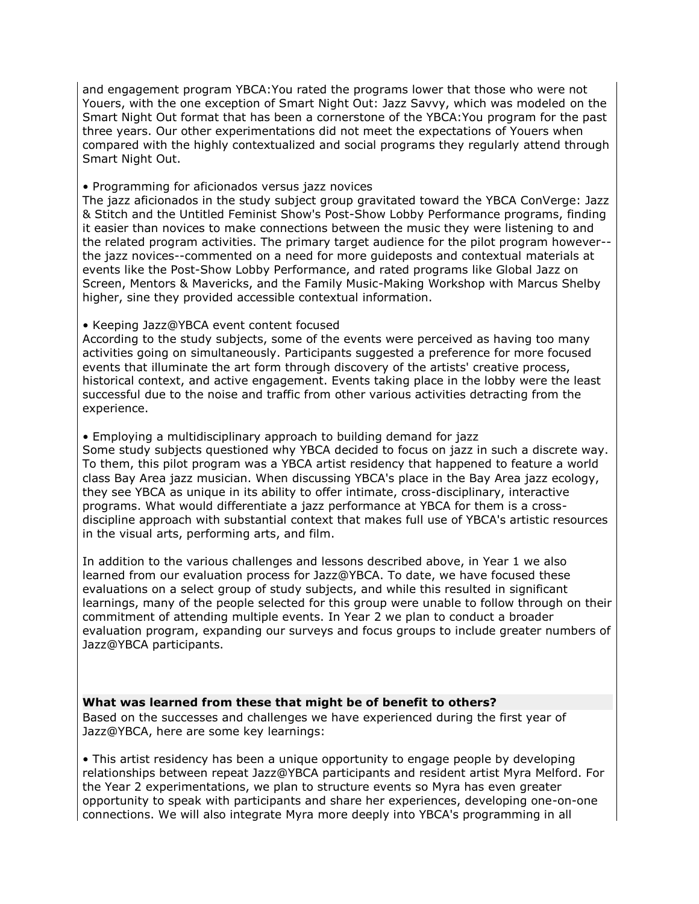and engagement program YBCA:You rated the programs lower that those who were not Youers, with the one exception of Smart Night Out: Jazz Savvy, which was modeled on the Smart Night Out format that has been a cornerstone of the YBCA:You program for the past three years. Our other experimentations did not meet the expectations of Youers when compared with the highly contextualized and social programs they regularly attend through Smart Night Out.

• Programming for aficionados versus jazz novices
The jazz aficionados in the study subject group gravitated toward the YBCA ConVerge: Jazz & Stitch and the Untitled Feminist Show's Post-Show Lobby Performance programs, finding it easier than novices to make connections between the music they were listening to and the related program activities. The primary target audience for the pilot program however--the jazz novices--commented on a need for more guideposts and contextual materials at events like the Post-Show Lobby Performance, and rated programs like Global Jazz on Screen, Mentors & Mavericks, and the Family Music-Making Workshop with Marcus Shelby higher, sine they provided accessible contextual information.

• Keeping Jazz@YBCA event content focused
According to the study subjects, some of the events were perceived as having too many activities going on simultaneously. Participants suggested a preference for more focused events that illuminate the art form through discovery of the artists' creative process, historical context, and active engagement. Events taking place in the lobby were the least successful due to the noise and traffic from other various activities detracting from the experience.

• Employing a multidisciplinary approach to building demand for jazz
Some study subjects questioned why YBCA decided to focus on jazz in such a discrete way. To them, this pilot program was a YBCA artist residency that happened to feature a world class Bay Area jazz musician. When discussing YBCA's place in the Bay Area jazz ecology, they see YBCA as unique in its ability to offer intimate, cross-disciplinary, interactive programs. What would differentiate a jazz performance at YBCA for them is a cross-discipline approach with substantial context that makes full use of YBCA's artistic resources in the visual arts, performing arts, and film.

In addition to the various challenges and lessons described above, in Year 1 we also learned from our evaluation process for Jazz@YBCA. To date, we have focused these evaluations on a select group of study subjects, and while this resulted in significant learnings, many of the people selected for this group were unable to follow through on their commitment of attending multiple events. In Year 2 we plan to conduct a broader evaluation program, expanding our surveys and focus groups to include greater numbers of Jazz@YBCA participants.

**What was learned from these that might be of benefit to others?**

Based on the successes and challenges we have experienced during the first year of Jazz@YBCA, here are some key learnings:

• This artist residency has been a unique opportunity to engage people by developing relationships between repeat Jazz@YBCA participants and resident artist Myra Melford. For the Year 2 experimentations, we plan to structure events so Myra has even greater opportunity to speak with participants and share her experiences, developing one-on-one connections. We will also integrate Myra more deeply into YBCA's programming in all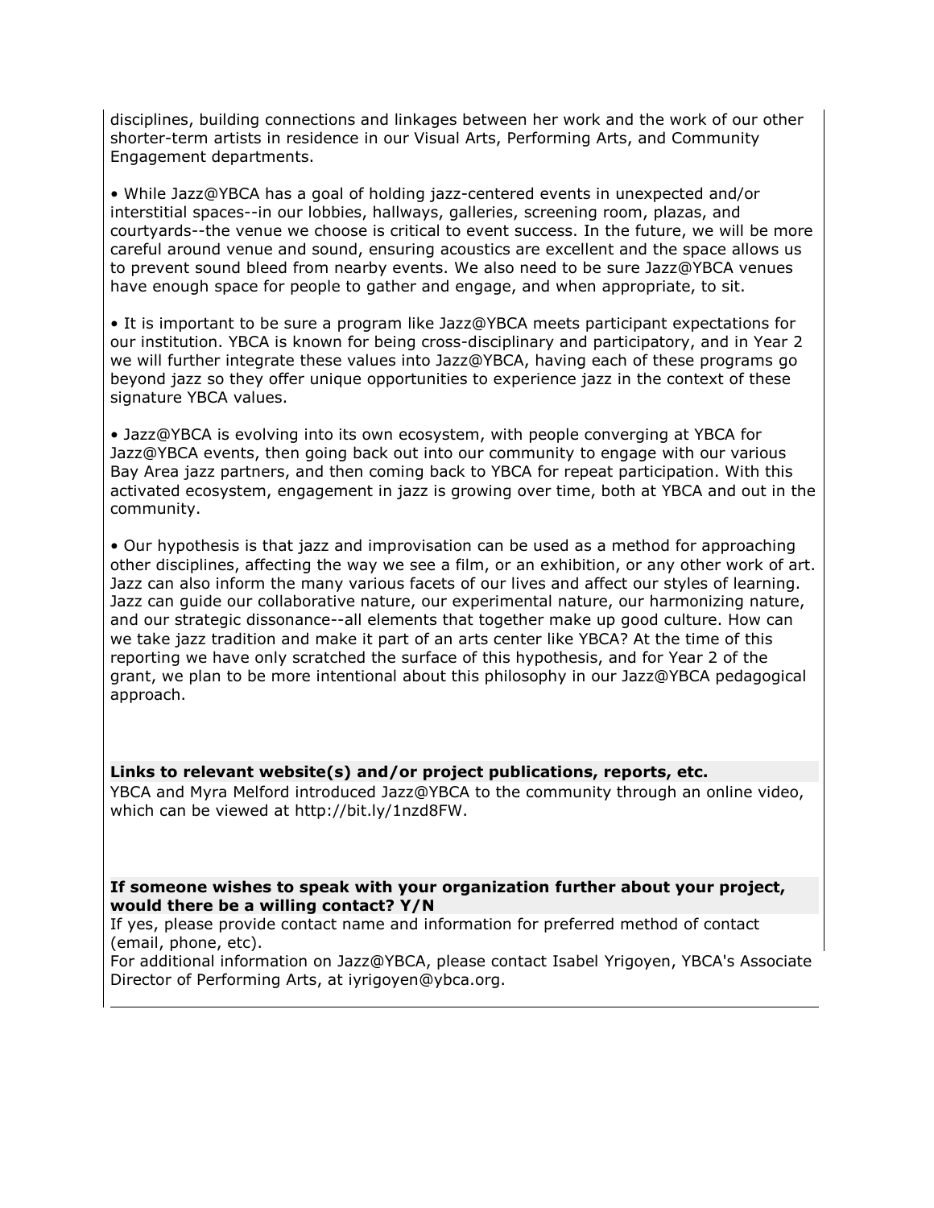disciplines, building connections and linkages between her work and the work of our other shorter-term artists in residence in our Visual Arts, Performing Arts, and Community Engagement departments.

- While Jazz@YBCA has a goal of holding jazz-centered events in unexpected and/or interstitial spaces--in our lobbies, hallways, galleries, screening room, plazas, and courtyards--the venue we choose is critical to event success. In the future, we will be more careful around venue and sound, ensuring acoustics are excellent and the space allows us to prevent sound bleed from nearby events. We also need to be sure Jazz@YBCA venues have enough space for people to gather and engage, and when appropriate, to sit.

- It is important to be sure a program like Jazz@YBCA meets participant expectations for our institution. YBCA is known for being cross-disciplinary and participatory, and in Year 2 we will further integrate these values into Jazz@YBCA, having each of these programs go beyond jazz so they offer unique opportunities to experience jazz in the context of these signature YBCA values.

- Jazz@YBCA is evolving into its own ecosystem, with people converging at YBCA for Jazz@YBCA events, then going back out into our community to engage with our various Bay Area jazz partners, and then coming back to YBCA for repeat participation. With this activated ecosystem, engagement in jazz is growing over time, both at YBCA and out in the community.

- Our hypothesis is that jazz and improvisation can be used as a method for approaching other disciplines, affecting the way we see a film, or an exhibition, or any other work of art. Jazz can also inform the many various facets of our lives and affect our styles of learning. Jazz can guide our collaborative nature, our experimental nature, our harmonizing nature, and our strategic dissonance--all elements that together make up good culture. How can we take jazz tradition and make it part of an arts center like YBCA? At the time of this reporting we have only scratched the surface of this hypothesis, and for Year 2 of the grant, we plan to be more intentional about this philosophy in our Jazz@YBCA pedagogical approach.

**Links to relevant website(s) and/or project publications, reports, etc.**

YBCA and Myra Melford introduced Jazz@YBCA to the community through an online video, which can be viewed at http://bit.ly/1nzd8FW.

**If someone wishes to speak with your organization further about your project, would there be a willing contact? Y/N**

If yes, please provide contact name and information for preferred method of contact (email, phone, etc).

For additional information on Jazz@YBCA, please contact Isabel Yrigoyen, YBCA's Associate Director of Performing Arts, at iyrigoyen@ybca.org.